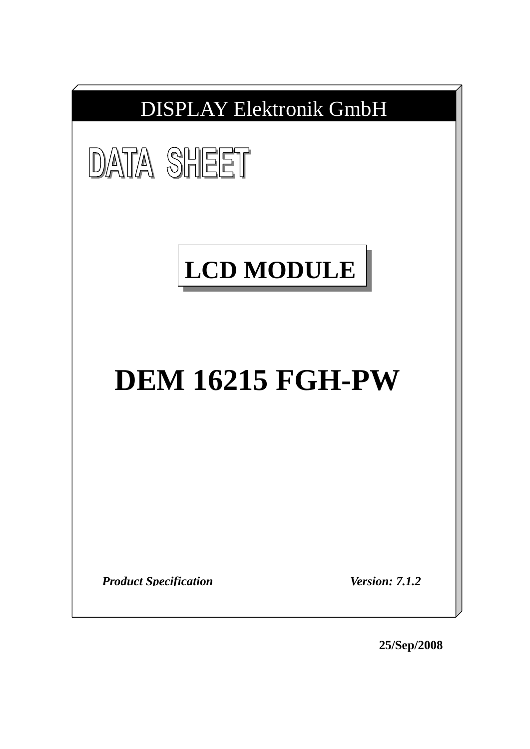DISPLAY Elektronik GmbH

# DATA SHEET

## LCD MODULE

# DEM 16215 FGH-PW

***Product Specification*** ***Version: 7.1.2***

**25/Sep/2008**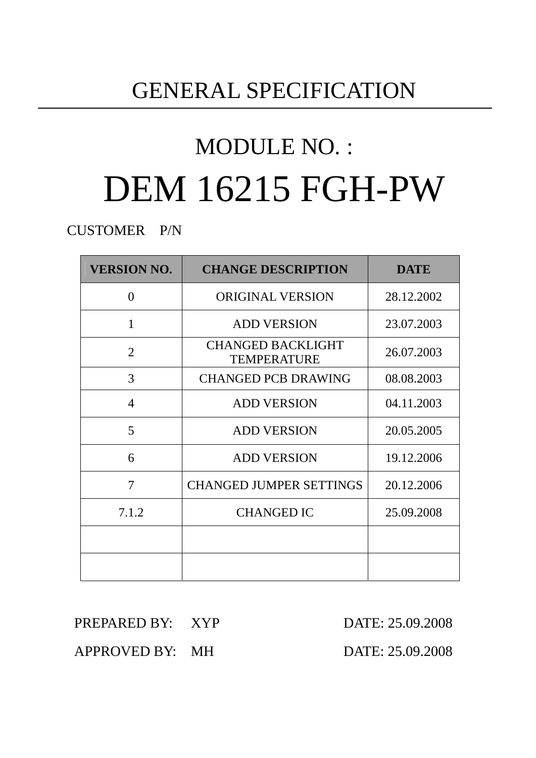# GENERAL SPECIFICATION

## MODULE NO. :

# DEM 16215 FGH-PW

CUSTOMER    P/N

| VERSION NO. | CHANGE DESCRIPTION | DATE |
|---|---|---|
| 0 | ORIGINAL VERSION | 28.12.2002 |
| 1 | ADD VERSION | 23.07.2003 |
| 2 | CHANGED BACKLIGHT TEMPERATURE | 26.07.2003 |
| 3 | CHANGED PCB DRAWING | 08.08.2003 |
| 4 | ADD VERSION | 04.11.2003 |
| 5 | ADD VERSION | 20.05.2005 |
| 6 | ADD VERSION | 19.12.2006 |
| 7 | CHANGED JUMPER SETTINGS | 20.12.2006 |
| 7.1.2 | CHANGED IC | 25.09.2008 |
| | | |
| | | |

PREPARED BY:    XYP    DATE: 25.09.2008

APPROVED BY:    MH    DATE: 25.09.2008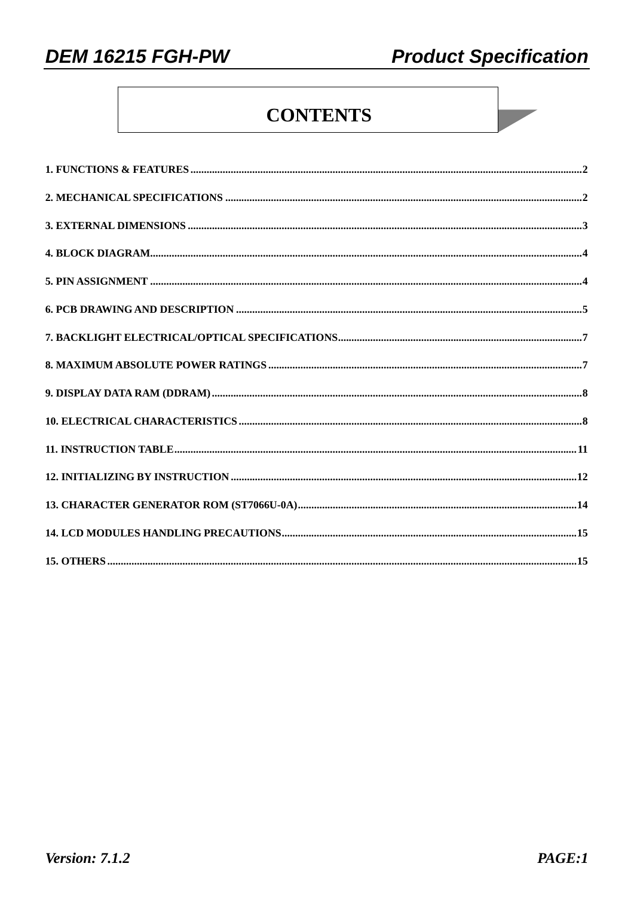# CONTENTS

1. FUNCTIONS & FEATURES ........................................................................................................................................................2

2. MECHANICAL SPECIFICATIONS ..........................................................................................................................................2

3. EXTERNAL DIMENSIONS .......................................................................................................................................................3

4. BLOCK DIAGRAM.....................................................................................................................................................................4

5. PIN ASSIGNMENT .....................................................................................................................................................................4

6. PCB DRAWING AND DESCRIPTION ......................................................................................................................................5

7. BACKLIGHT ELECTRICAL/OPTICAL SPECIFICATIONS.................................................................................................7

8. MAXIMUM ABSOLUTE POWER RATINGS ..........................................................................................................................7

9. DISPLAY DATA RAM (DDRAM) ..............................................................................................................................................8

10. ELECTRICAL CHARACTERISTICS ....................................................................................................................................8

11. INSTRUCTION TABLE..........................................................................................................................................................11

12. INITIALIZING BY INSTRUCTION ......................................................................................................................................12

13. CHARACTER GENERATOR ROM (ST7066U-0A)..............................................................................................................14

14. LCD MODULES HANDLING PRECAUTIONS....................................................................................................................15

15. OTHERS ..................................................................................................................................................................................15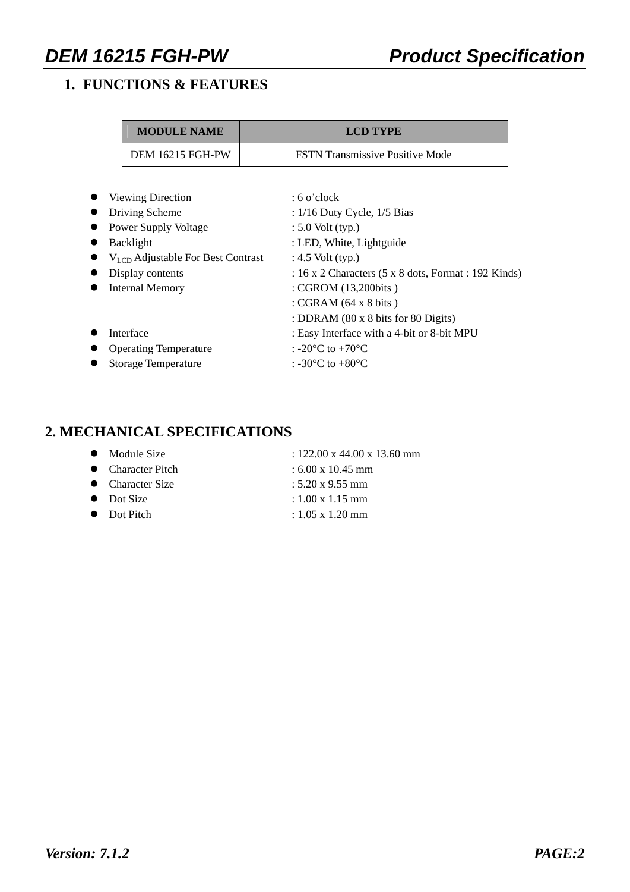## 1. FUNCTIONS & FEATURES

| MODULE NAME | LCD TYPE |
|---|---|
| DEM 16215 FGH-PW | FSTN Transmissive Positive Mode |

- Viewing Direction : 6 o'clock
- Driving Scheme : 1/16 Duty Cycle, 1/5 Bias
- Power Supply Voltage : 5.0 Volt (typ.)
- Backlight : LED, White, Lightguide
- $V_{LCD}$ Adjustable For Best Contrast : 4.5 Volt (typ.)
- Display contents : 16 x 2 Characters (5 x 8 dots, Format : 192 Kinds)
- Internal Memory : CGROM (13,200bits )
  : CGRAM (64 x 8 bits )
  : DDRAM (80 x 8 bits for 80 Digits)
- Interface : Easy Interface with a 4-bit or 8-bit MPU
- Operating Temperature : -20°C to +70°C
- Storage Temperature : -30°C to +80°C

## 2. MECHANICAL SPECIFICATIONS

- Module Size : 122.00 x 44.00 x 13.60 mm
- Character Pitch : 6.00 x 10.45 mm
- Character Size : 5.20 x 9.55 mm
- Dot Size : 1.00 x 1.15 mm
- Dot Pitch : 1.05 x 1.20 mm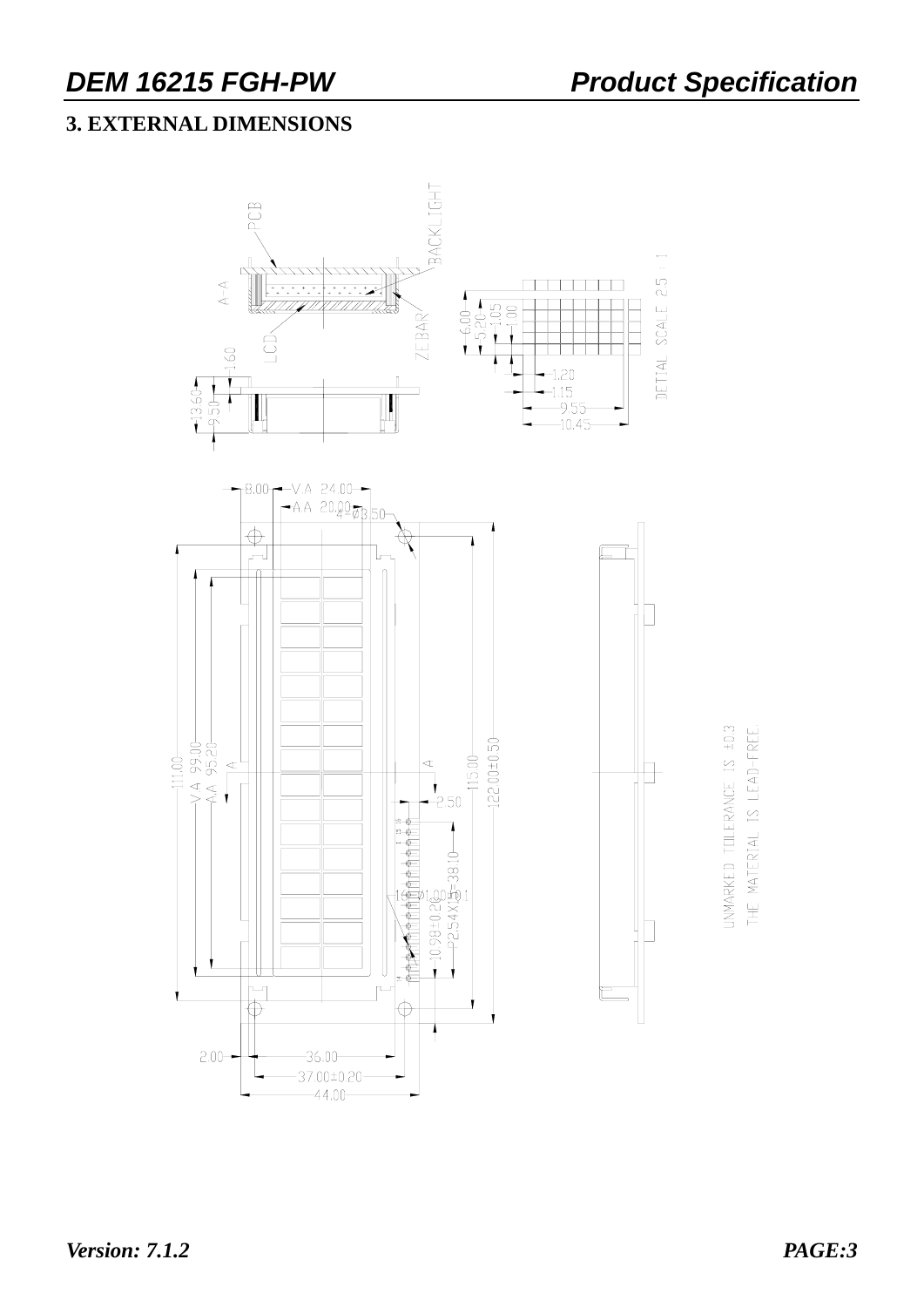## 3. EXTERNAL DIMENSIONS

A-A

PCB

BACKLIGHT

LCD

ZEBAR

DETIAL SCALE 2.5 : 1

6.00
5.20
1.05
1.00
1.20
1.15
9.55
10.45

1.60
13.60
9.50

8.00 VA 24.00
AA 20.00
4-Ø3.50

11.00
VA 99.00
AA 95.20
115.00
122.00±0.50

2.50
16-Ø1.00±0.1
10.98±0.20
P2.54X15=38.10

2.00
36.00
37.00±0.20
44.00

UNMARKED TOLERANCE IS ±0.3

THE MATERIAL IS LEAD-FREE.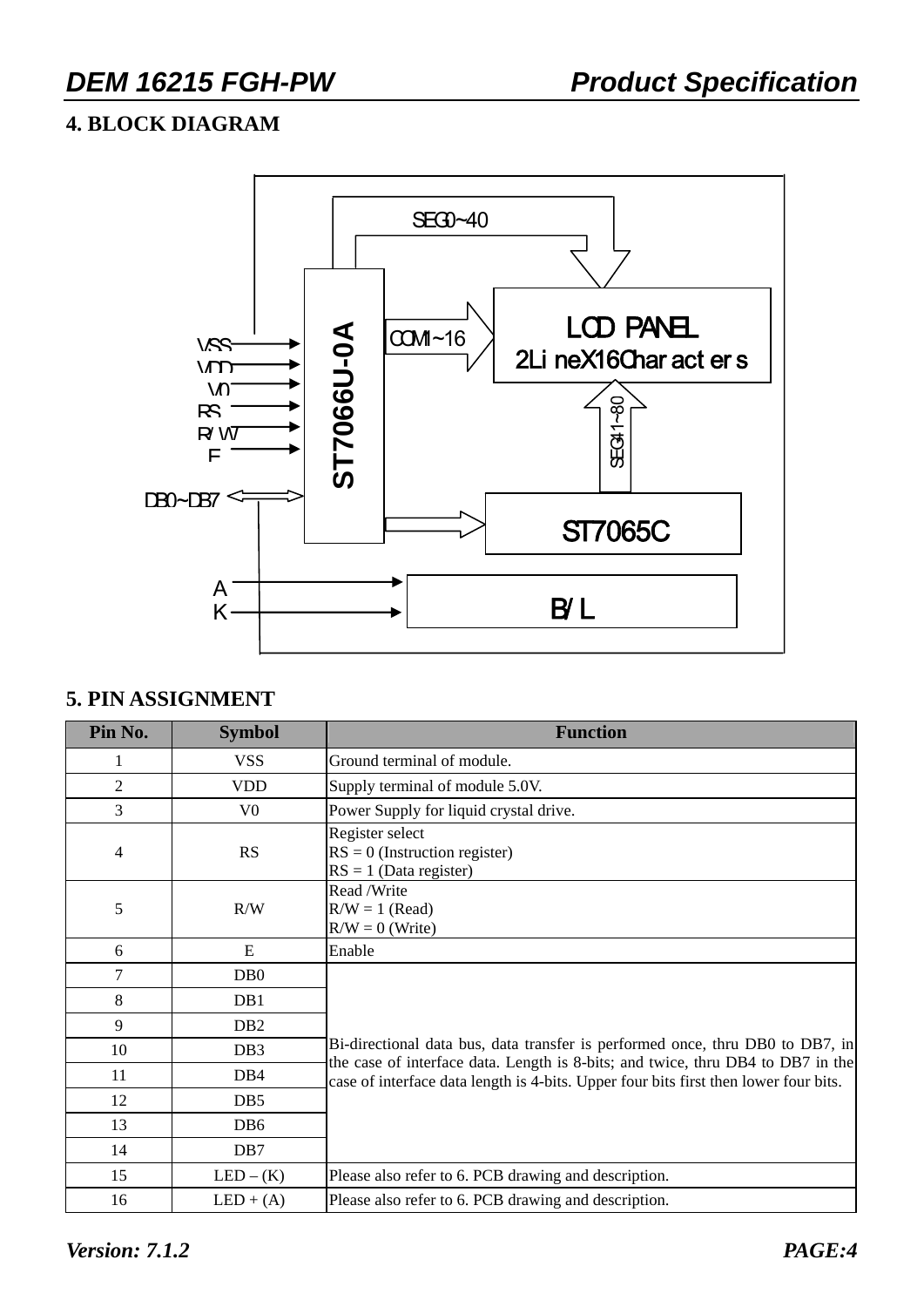## 4. BLOCK DIAGRAM

VSS
VDD
V0
RS
R/W
E
DB0~DB7

ST7066U-0A

SEG0~40

COM1~16

LCD PANEL
2LineX16Characters

SEG41~80

ST7065C

A
K

B/L

## 5. PIN ASSIGNMENT

| Pin No. | Symbol | Function |
|---|---|---|
| 1 | VSS | Ground terminal of module. |
| 2 | VDD | Supply terminal of module 5.0V. |
| 3 | V0 | Power Supply for liquid crystal drive. |
| 4 | RS | Register select<br>RS = 0 (Instruction register)<br>RS = 1 (Data register) |
| 5 | R/W | Read /Write<br>R/W = 1 (Read)<br>R/W = 0 (Write) |
| 6 | E | Enable |
| 7 | DB0 | Bi-directional data bus, data transfer is performed once, thru DB0 to DB7, in the case of interface data. Length is 8-bits; and twice, thru DB4 to DB7 in the case of interface data length is 4-bits. Upper four bits first then lower four bits. |
| 8 | DB1 | |
| 9 | DB2 | |
| 10 | DB3 | |
| 11 | DB4 | |
| 12 | DB5 | |
| 13 | DB6 | |
| 14 | DB7 | |
| 15 | LED – (K) | Please also refer to 6. PCB drawing and description. |
| 16 | LED + (A) | Please also refer to 6. PCB drawing and description. |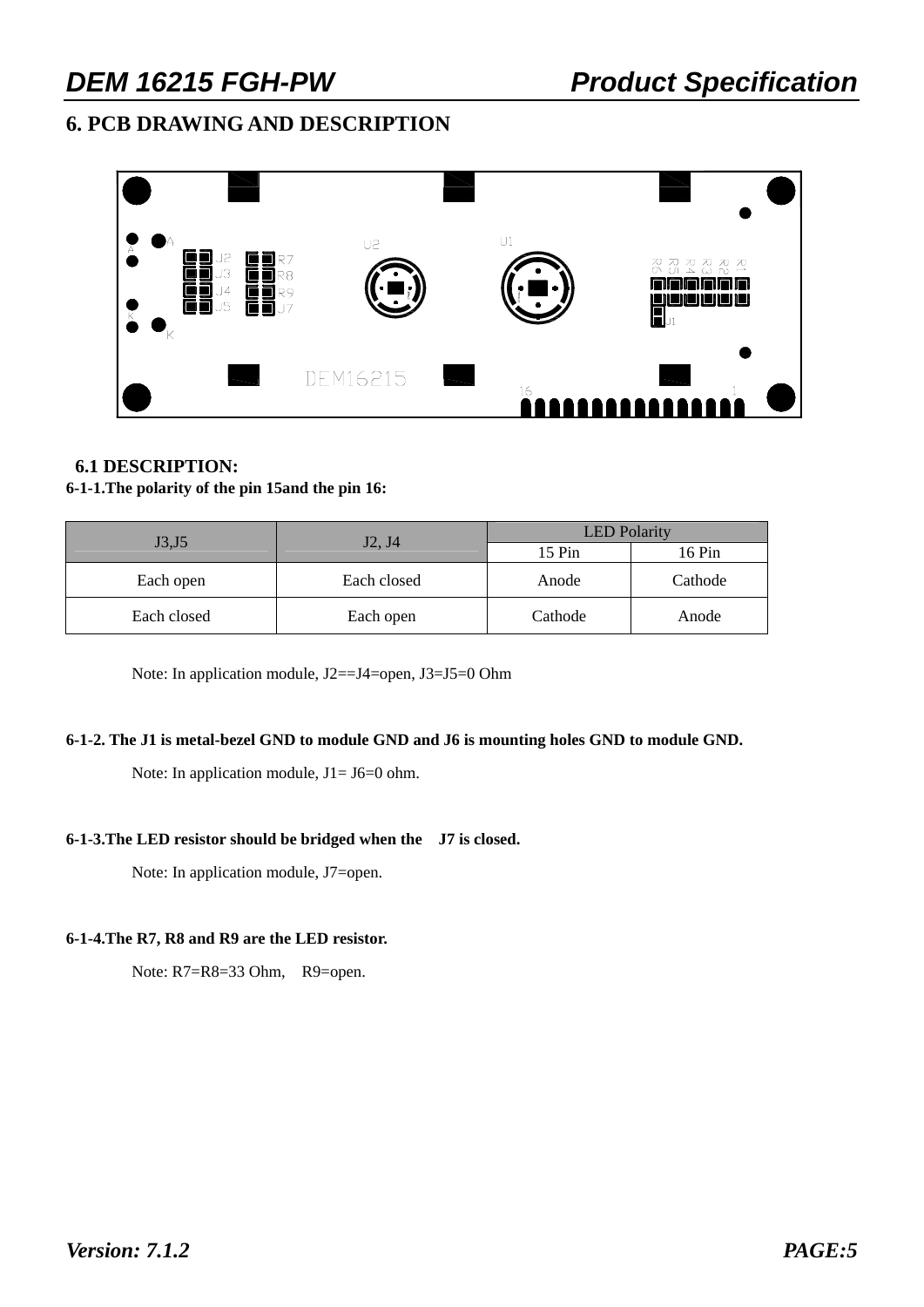## 6. PCB DRAWING AND DESCRIPTION

### 6.1 DESCRIPTION:

**6-1-1.The polarity of the pin 15and the pin 16:**

| J3,J5 | J2, J4 | LED Polarity | |
|---|---|---|---|
| | | 15 Pin | 16 Pin |
| Each open | Each closed | Anode | Cathode |
| Each closed | Each open | Cathode | Anode |

Note: In application module, J2==J4=open, J3=J5=0 Ohm

**6-1-2. The J1 is metal-bezel GND to module GND and J6 is mounting holes GND to module GND.**

Note: In application module, J1= J6=0 ohm.

**6-1-3.The LED resistor should be bridged when the J7 is closed.**

Note: In application module, J7=open.

**6-1-4.The R7, R8 and R9 are the LED resistor.**

Note: R7=R8=33 Ohm, R9=open.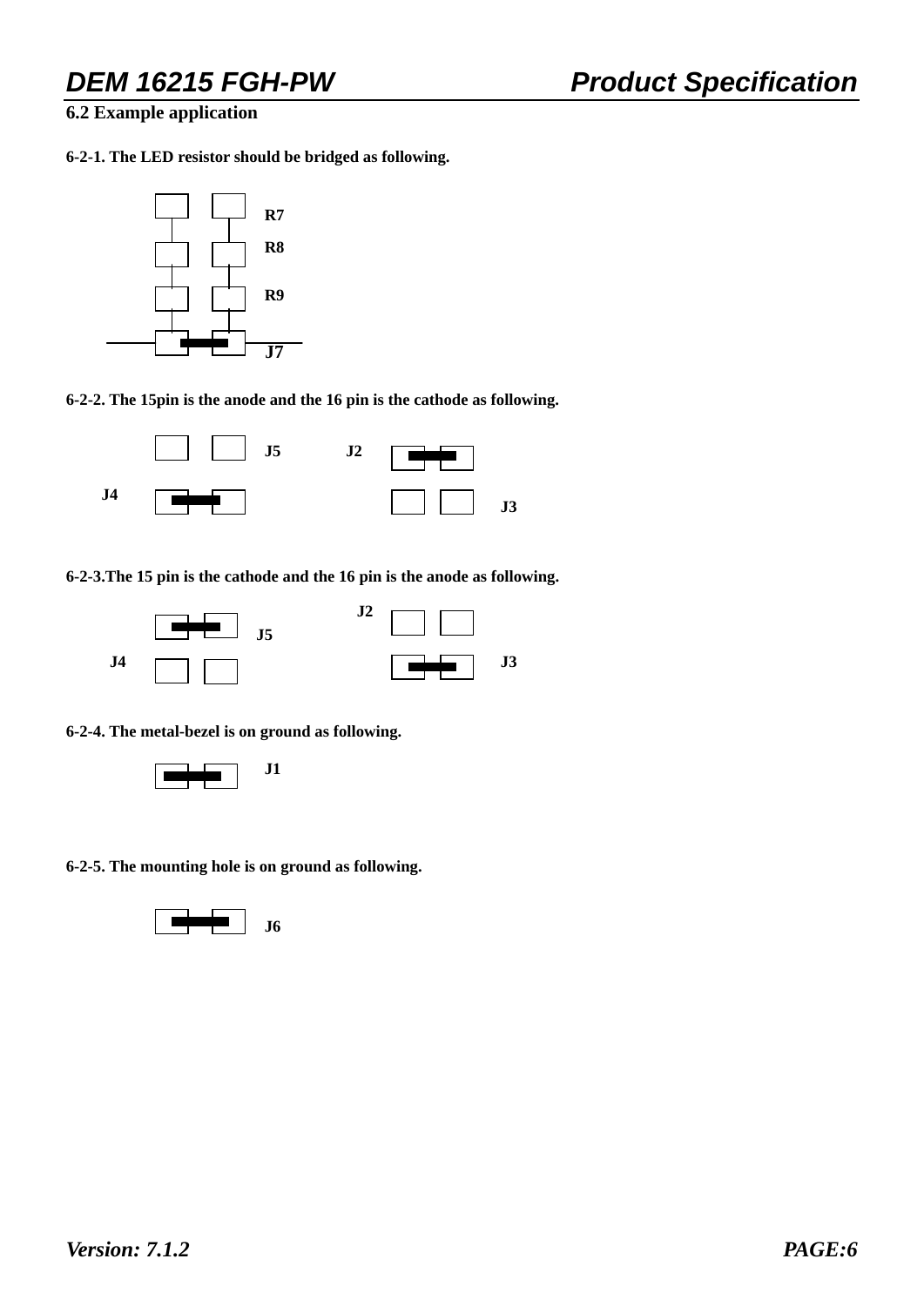## 6.2 Example application

**6-2-1. The LED resistor should be bridged as following.**

R7

R8

R9

J7

**6-2-2. The 15pin is the anode and the 16 pin is the cathode as following.**

J5 J2

J4

J3

**6-2-3.The 15 pin is the cathode and the 16 pin is the anode as following.**

J2

J5

J4 J3

**6-2-4. The metal-bezel is on ground as following.**

J1

**6-2-5. The mounting hole is on ground as following.**

J6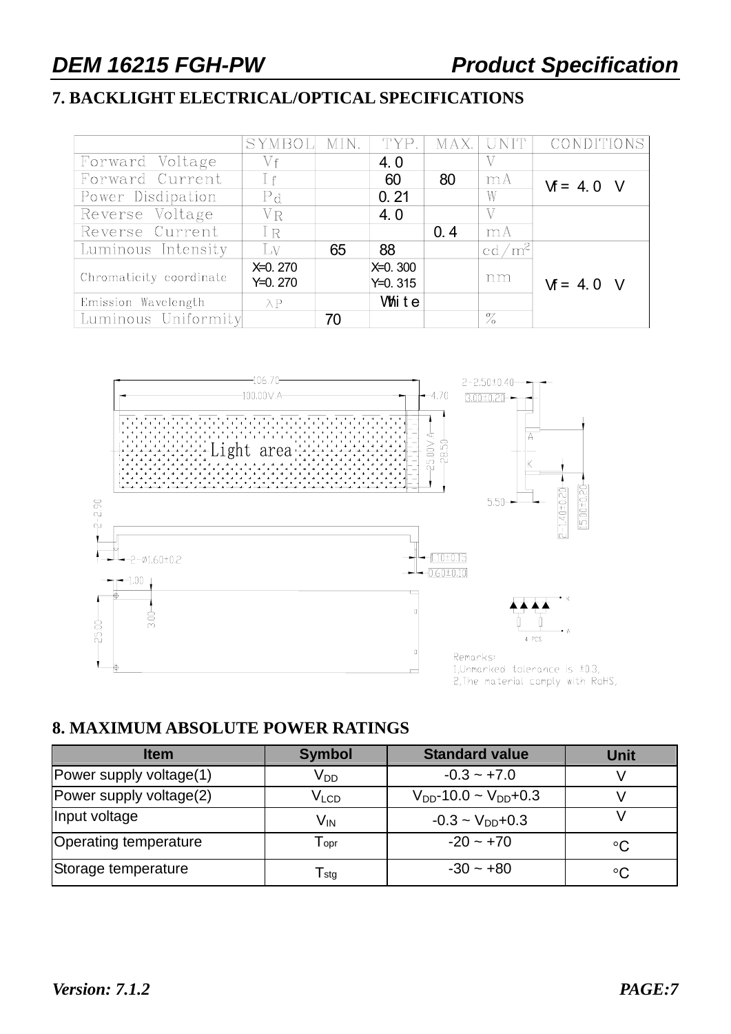## 7. BACKLIGHT ELECTRICAL/OPTICAL SPECIFICATIONS

| | SYMBOL | MIN. | TYP. | MAX. | UNIT | CONDITIONS |
|---|---|---|---|---|---|---|
| Forward Voltage | Vf | | 4.0 | | V | |
| Forward Current | If | | 60 | 80 | mA | Vf = 4.0 V |
| Power Disdipation | Pd | | 0.21 | | W | |
| Reverse Voltage | VR | | 4.0 | | V | |
| Reverse Current | IR | | | 0.4 | mA | |
| Luminous Intensity | LV | 65 | 88 | | cd/m² | Vf = 4.0 V |
| Chromaticity coordinate | X=0.270 Y=0.270 | | X=0.300 Y=0.315 | | nm | |
| Emission Wavelength | λP | | White | | | |
| Luminous Uniformity | | 70 | | | % | |

106.70
100.00V.A
4.70
Light area
25.00V.A
28.50
2-2.50±0.40
3.00±0.20
A
K
5.50
2-1.40±0.20
15.00±0.20
2-2.90
2-Ø1.60±0.2
1.10±0.15
0.60±0.10
1.00
3.00
25.00
K
A
4 PCS

Remarks:
1,Unmarked tolerance is ±0.3,
2,The material comply with RoHS,

## 8. MAXIMUM ABSOLUTE POWER RATINGS

| Item | Symbol | Standard value | Unit |
|---|---|---|---|
| Power supply voltage(1) | $V_{DD}$ | -0.3 ~ +7.0 | V |
| Power supply voltage(2) | $V_{LCD}$ | $V_{DD}$-10.0 ~ $V_{DD}$+0.3 | V |
| Input voltage | $V_{IN}$ | -0.3 ~ $V_{DD}$+0.3 | V |
| Operating temperature | $T_{opr}$ | -20 ~ +70 | °C |
| Storage temperature | $T_{stg}$ | -30 ~ +80 | °C |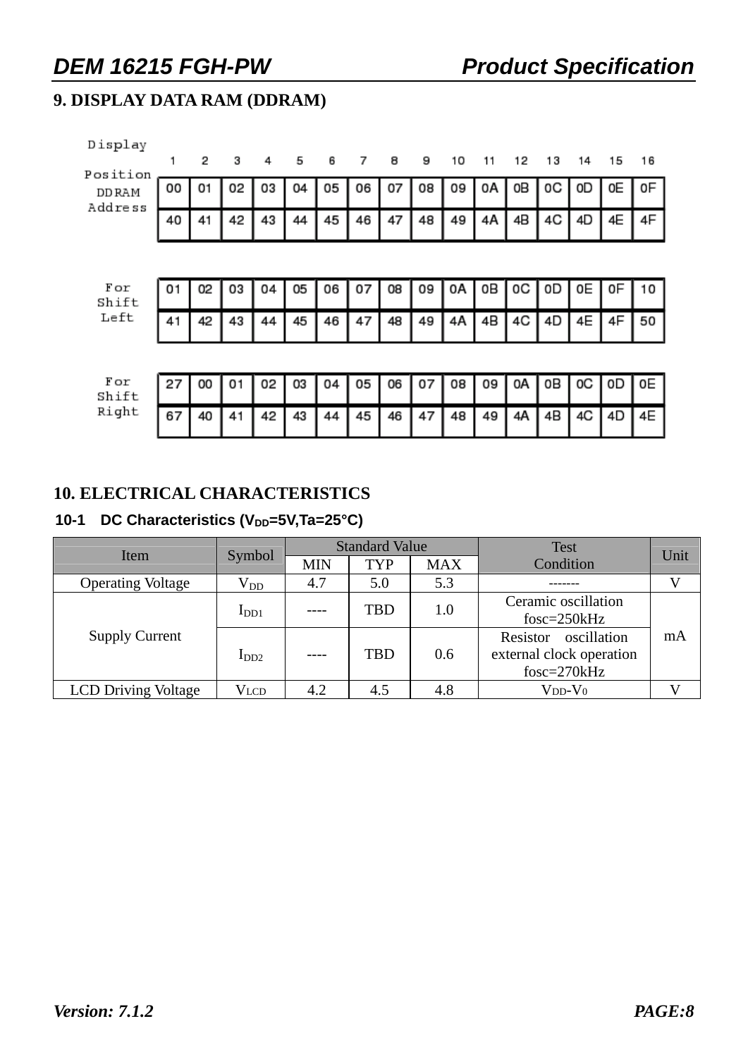## 9. DISPLAY DATA RAM (DDRAM)

| Display Position | 1 | 2 | 3 | 4 | 5 | 6 | 7 | 8 | 9 | 10 | 11 | 12 | 13 | 14 | 15 | 16 |
|---|---|---|---|---|---|---|---|---|---|---|---|---|---|---|---|---|
| DDRAM Address | 00 | 01 | 02 | 03 | 04 | 05 | 06 | 07 | 08 | 09 | 0A | 0B | 0C | 0D | 0E | 0F |
| | 40 | 41 | 42 | 43 | 44 | 45 | 46 | 47 | 48 | 49 | 4A | 4B | 4C | 4D | 4E | 4F |

| For Shift Left | | | | | | | | | | | | | | | | |
|---|---|---|---|---|---|---|---|---|---|---|---|---|---|---|---|---|
| | 01 | 02 | 03 | 04 | 05 | 06 | 07 | 08 | 09 | 0A | 0B | 0C | 0D | 0E | 0F | 10 |
| | 41 | 42 | 43 | 44 | 45 | 46 | 47 | 48 | 49 | 4A | 4B | 4C | 4D | 4E | 4F | 50 |

| For Shift Right | | | | | | | | | | | | | | | | |
|---|---|---|---|---|---|---|---|---|---|---|---|---|---|---|---|---|
| | 27 | 00 | 01 | 02 | 03 | 04 | 05 | 06 | 07 | 08 | 09 | 0A | 0B | 0C | 0D | 0E |
| | 67 | 40 | 41 | 42 | 43 | 44 | 45 | 46 | 47 | 48 | 49 | 4A | 4B | 4C | 4D | 4E |

## 10. ELECTRICAL CHARACTERISTICS

### 10-1 DC Characteristics ($V_{DD}$=5V,Ta=25°C)

| Item | Symbol | Standard Value | | | Test Condition | Unit |
|---|---|---|---|---|---|---|
| | | MIN | TYP | MAX | | |
| Operating Voltage | $V_{DD}$ | 4.7 | 5.0 | 5.3 | ------- | V |
| Supply Current | $I_{DD1}$ | ---- | TBD | 1.0 | Ceramic oscillation fosc=250kHz | mA |
| | $I_{DD2}$ | ---- | TBD | 0.6 | Resistor oscillation external clock operation fosc=270kHz | |
| LCD Driving Voltage | $V_{LCD}$ | 4.2 | 4.5 | 4.8 | $V_{DD}$-$V_0$ | V |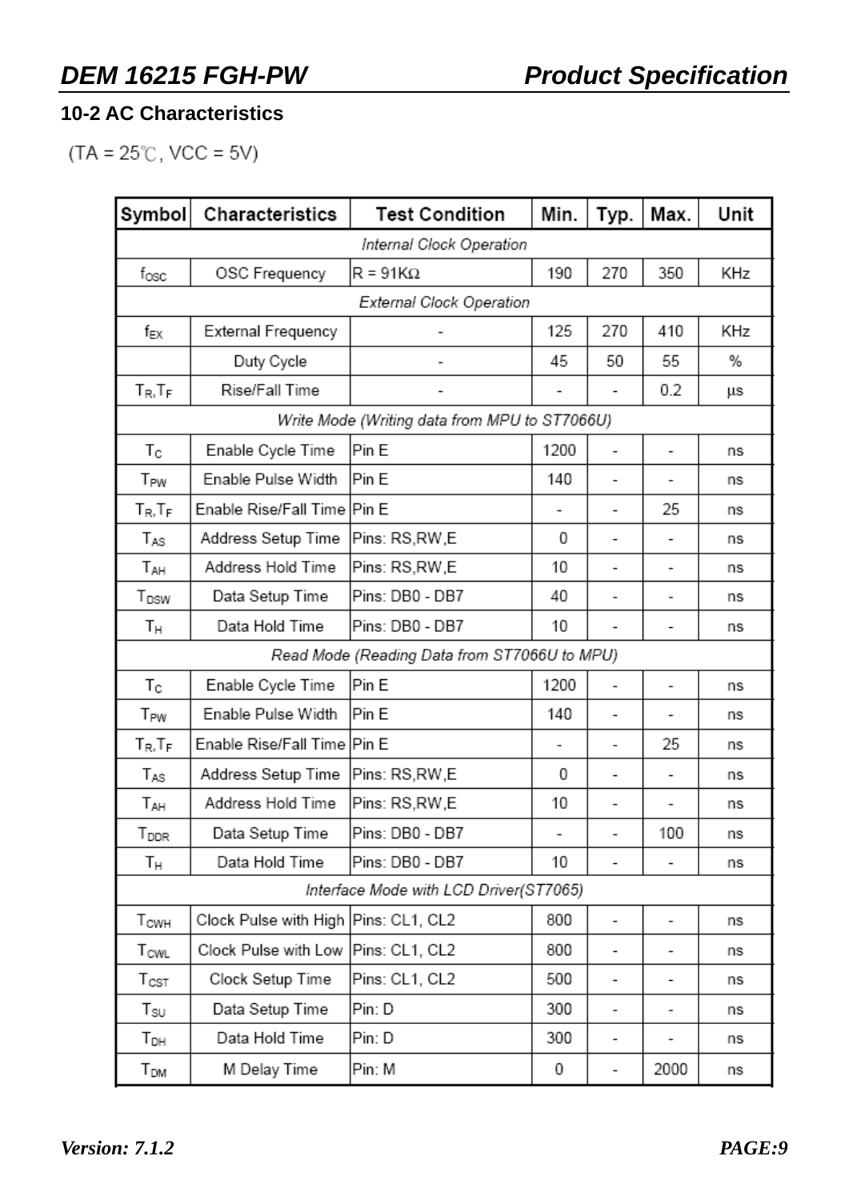## 10-2 AC Characteristics

(TA = 25℃, VCC = 5V)

| Symbol | Characteristics | Test Condition | Min. | Typ. | Max. | Unit |
|---|---|---|---|---|---|---|
| *Internal Clock Operation* | | | | | | |
| $f_{OSC}$ | OSC Frequency | R = 91KΩ | 190 | 270 | 350 | KHz |
| *External Clock Operation* | | | | | | |
| $f_{EX}$ | External Frequency | - | 125 | 270 | 410 | KHz |
| | Duty Cycle | - | 45 | 50 | 55 | % |
| $T_R, T_F$ | Rise/Fall Time | - | - | - | 0.2 | µs |
| *Write Mode (Writing data from MPU to ST7066U)* | | | | | | |
| $T_C$ | Enable Cycle Time | Pin E | 1200 | - | - | ns |
| $T_{PW}$ | Enable Pulse Width | Pin E | 140 | - | - | ns |
| $T_R, T_F$ | Enable Rise/Fall Time | Pin E | - | - | 25 | ns |
| $T_{AS}$ | Address Setup Time | Pins: RS,RW,E | 0 | - | - | ns |
| $T_{AH}$ | Address Hold Time | Pins: RS,RW,E | 10 | - | - | ns |
| $T_{DSW}$ | Data Setup Time | Pins: DB0 - DB7 | 40 | - | - | ns |
| $T_H$ | Data Hold Time | Pins: DB0 - DB7 | 10 | - | - | ns |
| *Read Mode (Reading Data from ST7066U to MPU)* | | | | | | |
| $T_C$ | Enable Cycle Time | Pin E | 1200 | - | - | ns |
| $T_{PW}$ | Enable Pulse Width | Pin E | 140 | - | - | ns |
| $T_R, T_F$ | Enable Rise/Fall Time | Pin E | - | - | 25 | ns |
| $T_{AS}$ | Address Setup Time | Pins: RS,RW,E | 0 | - | - | ns |
| $T_{AH}$ | Address Hold Time | Pins: RS,RW,E | 10 | - | - | ns |
| $T_{DDR}$ | Data Setup Time | Pins: DB0 - DB7 | - | - | 100 | ns |
| $T_H$ | Data Hold Time | Pins: DB0 - DB7 | 10 | - | - | ns |
| *Interface Mode with LCD Driver(ST7065)* | | | | | | |
| $T_{CWH}$ | Clock Pulse with High | Pins: CL1, CL2 | 800 | - | - | ns |
| $T_{CWL}$ | Clock Pulse with Low | Pins: CL1, CL2 | 800 | - | - | ns |
| $T_{CST}$ | Clock Setup Time | Pins: CL1, CL2 | 500 | - | - | ns |
| $T_{SU}$ | Data Setup Time | Pin: D | 300 | - | - | ns |
| $T_{DH}$ | Data Hold Time | Pin: D | 300 | - | - | ns |
| $T_{DM}$ | M Delay Time | Pin: M | 0 | - | 2000 | ns |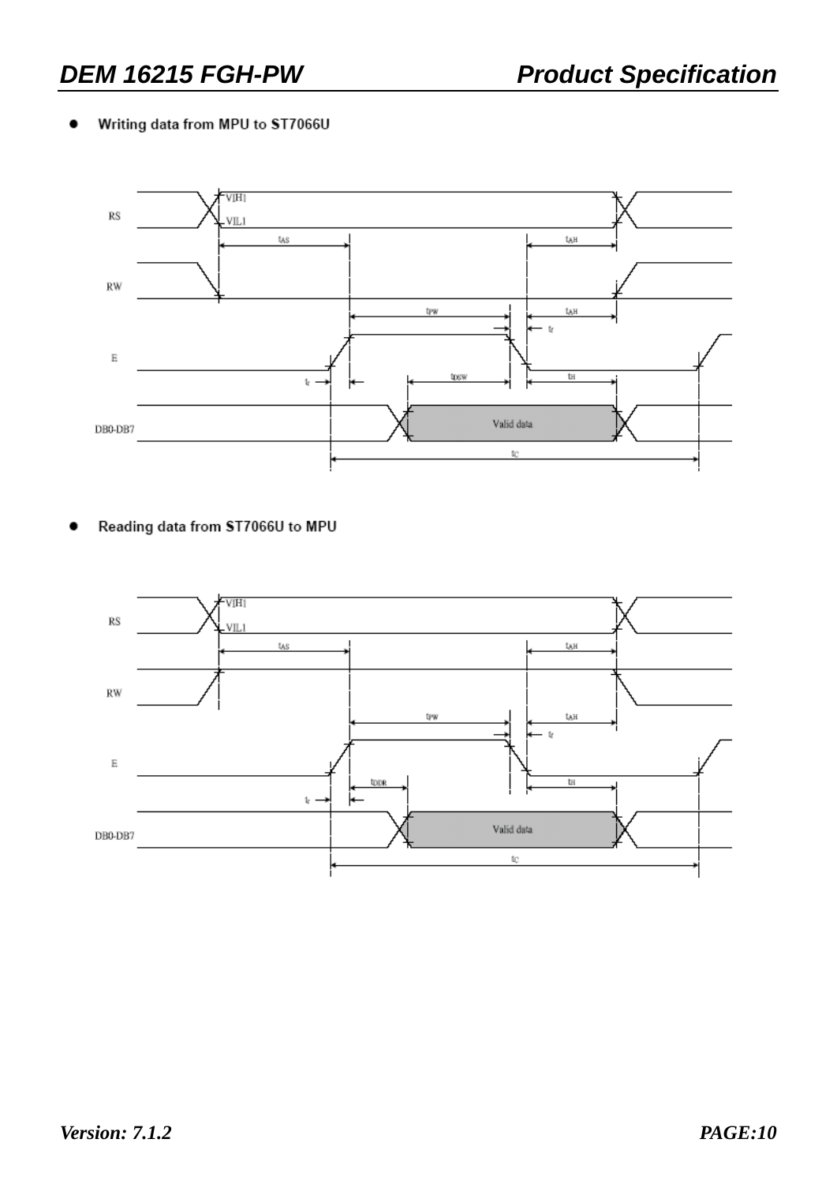- Writing data from MPU to ST7066U

- Reading data from ST7066U to MPU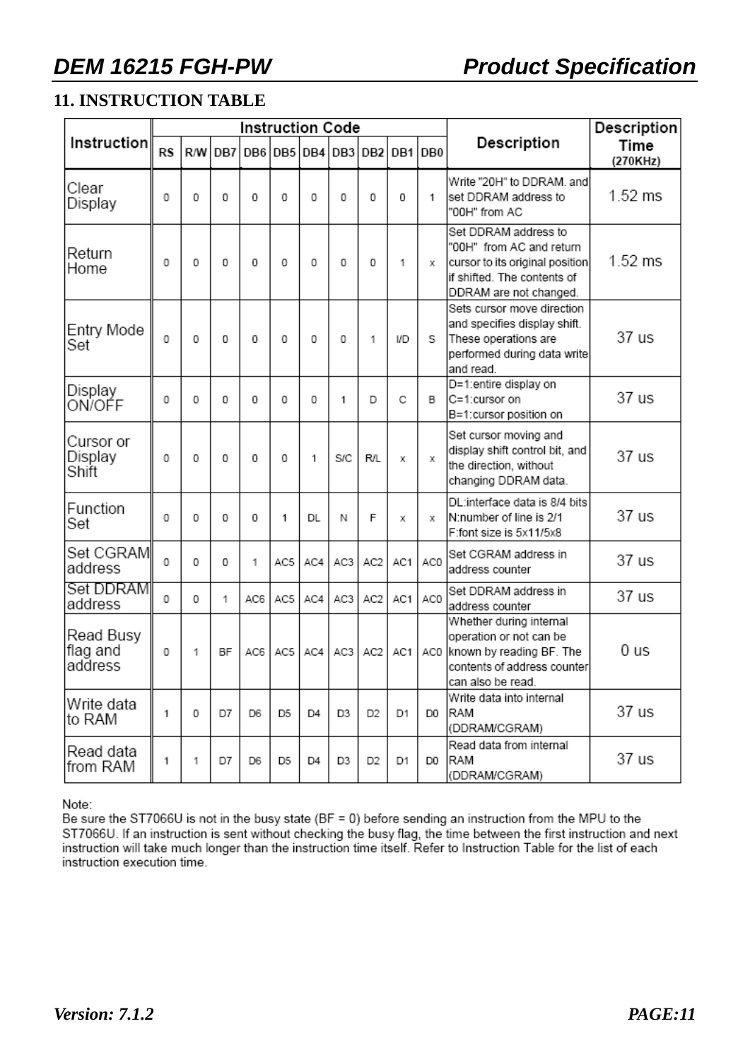## 11. INSTRUCTION TABLE

| Instruction | Instruction Code | | | | | | | | | | Description | Description Time (270KHz) |
|---|---|---|---|---|---|---|---|---|---|---|---|---|
| | RS | R/W | DB7 | DB6 | DB5 | DB4 | DB3 | DB2 | DB1 | DB0 | | |
| Clear Display | 0 | 0 | 0 | 0 | 0 | 0 | 0 | 0 | 0 | 1 | Write "20H" to DDRAM. and set DDRAM address to "00H" from AC | 1.52 ms |
| Return Home | 0 | 0 | 0 | 0 | 0 | 0 | 0 | 0 | 1 | x | Set DDRAM address to "00H" from AC and return cursor to its original position if shifted. The contents of DDRAM are not changed. | 1.52 ms |
| Entry Mode Set | 0 | 0 | 0 | 0 | 0 | 0 | 0 | 1 | I/D | S | Sets cursor move direction and specifies display shift. These operations are performed during data write and read. | 37 us |
| Display ON/OFF | 0 | 0 | 0 | 0 | 0 | 0 | 1 | D | C | B | D=1:entire display on C=1:cursor on B=1:cursor position on | 37 us |
| Cursor or Display Shift | 0 | 0 | 0 | 0 | 0 | 1 | S/C | R/L | x | x | Set cursor moving and display shift control bit, and the direction, without changing DDRAM data. | 37 us |
| Function Set | 0 | 0 | 0 | 0 | 1 | DL | N | F | x | x | DL:interface data is 8/4 bits N:number of line is 2/1 F:font size is 5x11/5x8 | 37 us |
| Set CGRAM address | 0 | 0 | 0 | 1 | AC5 | AC4 | AC3 | AC2 | AC1 | AC0 | Set CGRAM address in address counter | 37 us |
| Set DDRAM address | 0 | 0 | 1 | AC6 | AC5 | AC4 | AC3 | AC2 | AC1 | AC0 | Set DDRAM address in address counter | 37 us |
| Read Busy flag and address | 0 | 1 | BF | AC6 | AC5 | AC4 | AC3 | AC2 | AC1 | AC0 | Whether during internal operation or not can be known by reading BF. The contents of address counter can also be read. | 0 us |
| Write data to RAM | 1 | 0 | D7 | D6 | D5 | D4 | D3 | D2 | D1 | D0 | Write data into internal RAM (DDRAM/CGRAM) | 37 us |
| Read data from RAM | 1 | 1 | D7 | D6 | D5 | D4 | D3 | D2 | D1 | D0 | Read data from internal RAM (DDRAM/CGRAM) | 37 us |

Note:
Be sure the ST7066U is not in the busy state (BF = 0) before sending an instruction from the MPU to the ST7066U. If an instruction is sent without checking the busy flag, the time between the first instruction and next instruction will take much longer than the instruction time itself. Refer to Instruction Table for the list of each instruction execution time.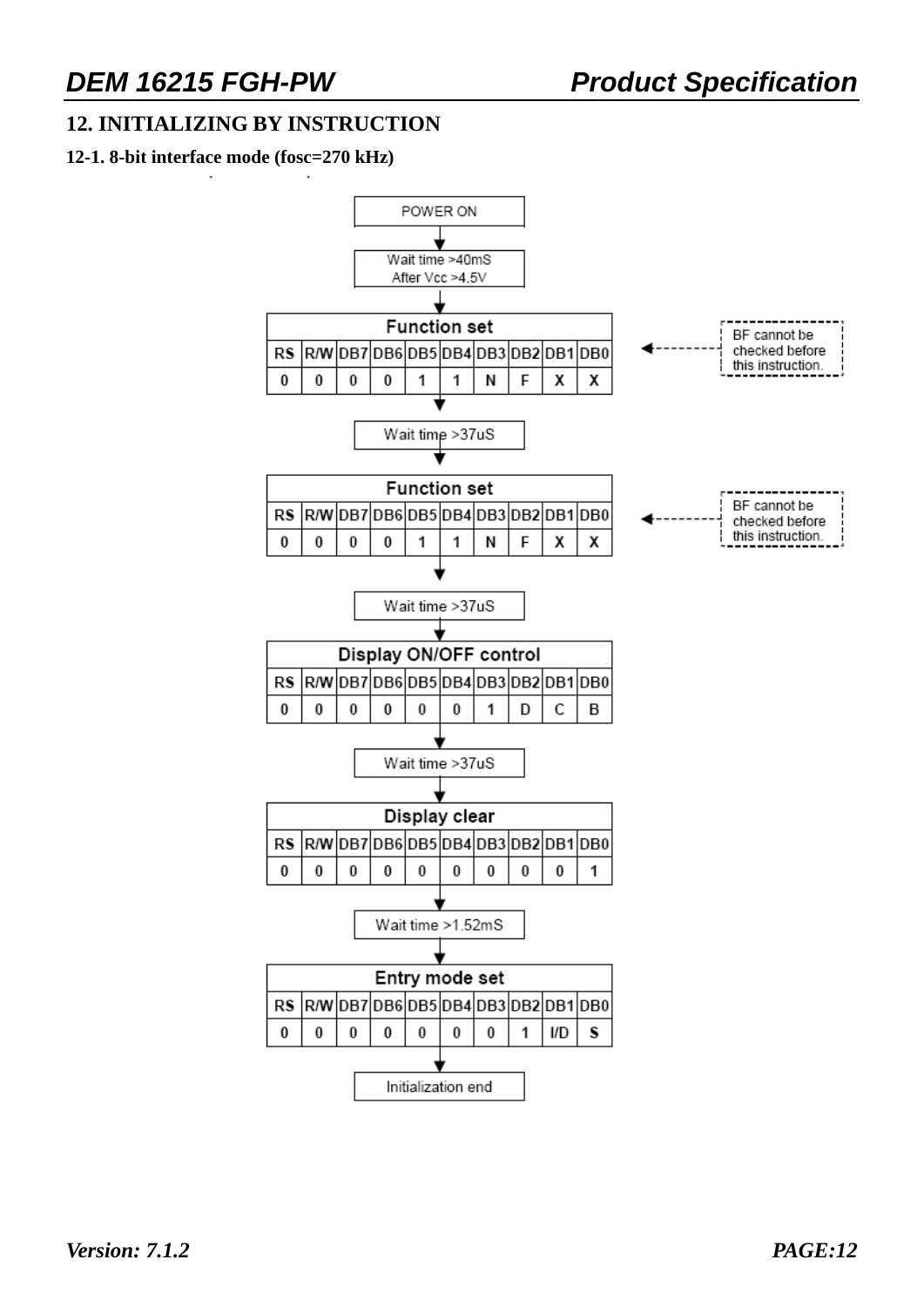## 12. INITIALIZING BY INSTRUCTION

### 12-1. 8-bit interface mode (fosc=270 kHz)

POWER ON

↓

Wait time >40mS
After Vcc >4.5V

↓

**Function set** (BF cannot be checked before this instruction.)

| RS | R/W | DB7 | DB6 | DB5 | DB4 | DB3 | DB2 | DB1 | DB0 |
|---|---|---|---|---|---|---|---|---|---|
| 0 | 0 | 0 | 0 | 1 | 1 | N | F | X | X |

↓

Wait time >37uS

↓

**Function set** (BF cannot be checked before this instruction.)

| RS | R/W | DB7 | DB6 | DB5 | DB4 | DB3 | DB2 | DB1 | DB0 |
|---|---|---|---|---|---|---|---|---|---|
| 0 | 0 | 0 | 0 | 1 | 1 | N | F | X | X |

↓

Wait time >37uS

↓

**Display ON/OFF control**

| RS | R/W | DB7 | DB6 | DB5 | DB4 | DB3 | DB2 | DB1 | DB0 |
|---|---|---|---|---|---|---|---|---|---|
| 0 | 0 | 0 | 0 | 0 | 0 | 1 | D | C | B |

↓

Wait time >37uS

↓

**Display clear**

| RS | R/W | DB7 | DB6 | DB5 | DB4 | DB3 | DB2 | DB1 | DB0 |
|---|---|---|---|---|---|---|---|---|---|
| 0 | 0 | 0 | 0 | 0 | 0 | 0 | 0 | 0 | 1 |

↓

Wait time >1.52mS

↓

**Entry mode set**

| RS | R/W | DB7 | DB6 | DB5 | DB4 | DB3 | DB2 | DB1 | DB0 |
|---|---|---|---|---|---|---|---|---|---|
| 0 | 0 | 0 | 0 | 0 | 0 | 0 | 1 | I/D | S |

↓

Initialization end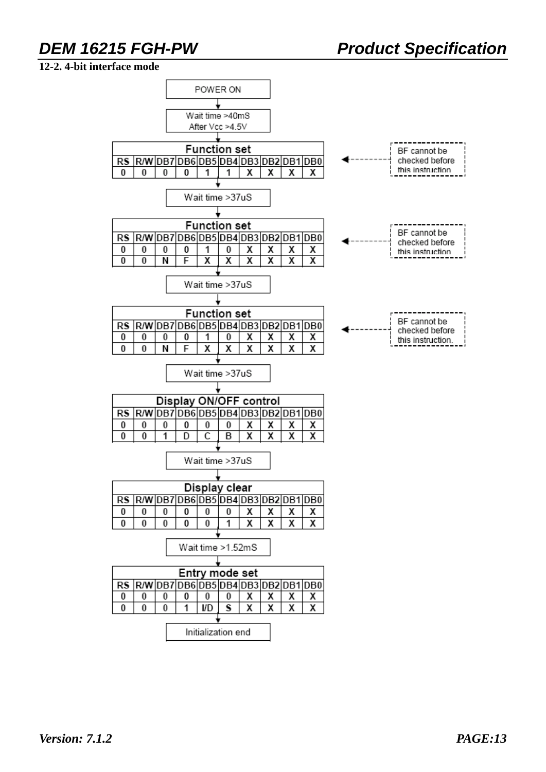## 12-2. 4-bit interface mode

POWER ON

↓

Wait time >40mS
After Vcc >4.5V

↓

**Function set**

| RS | R/W | DB7 | DB6 | DB5 | DB4 | DB3 | DB2 | DB1 | DB0 |
|---|---|---|---|---|---|---|---|---|---|
| 0 | 0 | 0 | 0 | 1 | 1 | X | X | X | X |

BF cannot be checked before this instruction

↓

Wait time >37uS

↓

**Function set**

| RS | R/W | DB7 | DB6 | DB5 | DB4 | DB3 | DB2 | DB1 | DB0 |
|---|---|---|---|---|---|---|---|---|---|
| 0 | 0 | 0 | 0 | 1 | 0 | X | X | X | X |
| 0 | 0 | N | F | X | X | X | X | X | X |

BF cannot be checked before this instruction

↓

Wait time >37uS

↓

**Function set**

| RS | R/W | DB7 | DB6 | DB5 | DB4 | DB3 | DB2 | DB1 | DB0 |
|---|---|---|---|---|---|---|---|---|---|
| 0 | 0 | 0 | 0 | 1 | 0 | X | X | X | X |
| 0 | 0 | N | F | X | X | X | X | X | X |

BF cannot be checked before this instruction.

↓

Wait time >37uS

↓

**Display ON/OFF control**

| RS | R/W | DB7 | DB6 | DB5 | DB4 | DB3 | DB2 | DB1 | DB0 |
|---|---|---|---|---|---|---|---|---|---|
| 0 | 0 | 0 | 0 | 0 | 0 | X | X | X | X |
| 0 | 0 | 1 | D | C | B | X | X | X | X |

↓

Wait time >37uS

↓

**Display clear**

| RS | R/W | DB7 | DB6 | DB5 | DB4 | DB3 | DB2 | DB1 | DB0 |
|---|---|---|---|---|---|---|---|---|---|
| 0 | 0 | 0 | 0 | 0 | 0 | X | X | X | X |
| 0 | 0 | 0 | 0 | 0 | 1 | X | X | X | X |

↓

Wait time >1.52mS

↓

**Entry mode set**

| RS | R/W | DB7 | DB6 | DB5 | DB4 | DB3 | DB2 | DB1 | DB0 |
|---|---|---|---|---|---|---|---|---|---|
| 0 | 0 | 0 | 0 | 0 | 0 | X | X | X | X |
| 0 | 0 | 0 | 1 | I/D | S | X | X | X | X |

↓

Initialization end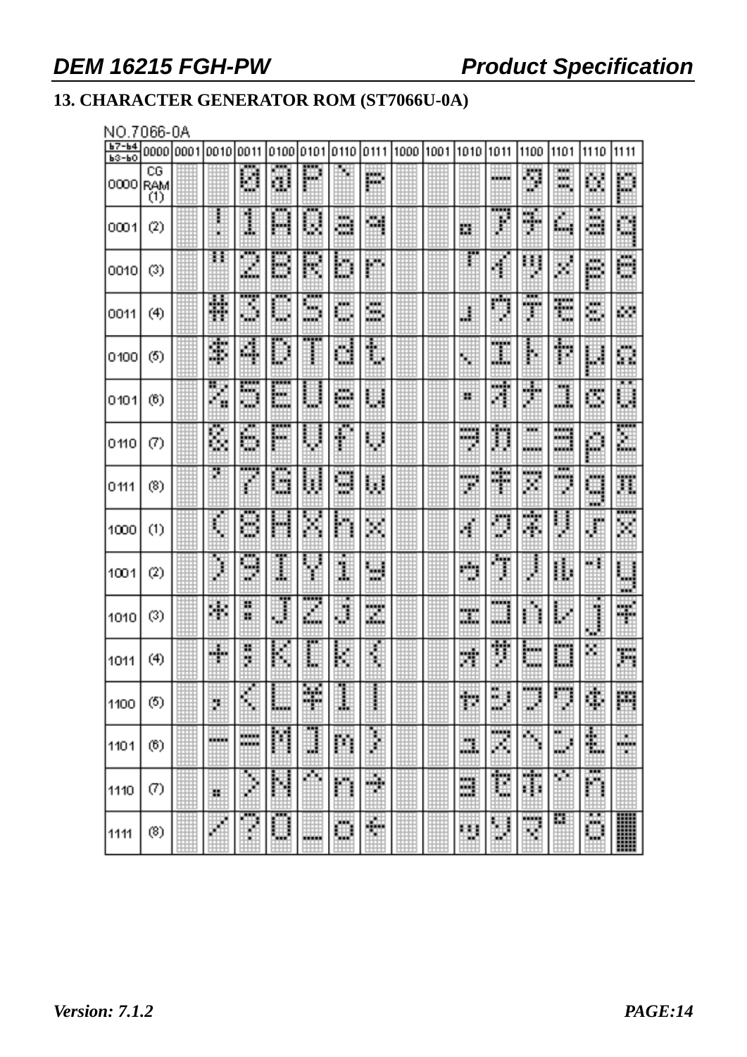## 13. CHARACTER GENERATOR ROM (ST7066U-0A)

NO.7066-0A

| b7-b4 / b3-b0 | 0000 | 0001 | 0010 | 0011 | 0100 | 0101 | 0110 | 0111 | 1000 | 1001 | 1010 | 1011 | 1100 | 1101 | 1110 | 1111 |
|---|---|---|---|---|---|---|---|---|---|---|---|---|---|---|---|---|
| 0000 | CG RAM (1) | | | 0 | @ | P | ` | p | | | | ー | タ | ミ | α | p |
| 0001 | (2) | | ! | 1 | A | Q | a | q | | | 。 | ア | チ | ム | ä | q |
| 0010 | (3) | | " | 2 | B | R | b | r | | | 「 | イ | ツ | メ | β | θ |
| 0011 | (4) | | # | 3 | C | S | c | s | | | 」 | ウ | テ | モ | ε | ∞ |
| 0100 | (5) | | $ | 4 | D | T | d | t | | | 、 | エ | ト | ヤ | μ | Ω |
| 0101 | (6) | | % | 5 | E | U | e | u | | | ・ | オ | ナ | ユ | σ | ü |
| 0110 | (7) | | & | 6 | F | V | f | v | | | ヲ | カ | ニ | ヨ | ρ | Σ |
| 0111 | (8) | | ' | 7 | G | W | g | w | | | ァ | キ | ヌ | ラ | g | π |
| 1000 | (1) | | ( | 8 | H | X | h | x | | | ィ | ク | ネ | リ | √ | x̄ |
| 1001 | (2) | | ) | 9 | I | Y | i | y | | | ゥ | ケ | ノ | ル | ⁻¹ | y |
| 1010 | (3) | | * | : | J | Z | j | z | | | ェ | コ | ハ | レ | j | 千 |
| 1011 | (4) | | + | ; | K | [ | k | { | | | ォ | サ | ヒ | ロ | × | 万 |
| 1100 | (5) | | , | < | L | ¥ | l | \| | | | ャ | シ | フ | ワ | ¢ | 円 |
| 1101 | (6) | | - | = | M | ] | m | } | | | ュ | ス | ヘ | ン | £ | ÷ |
| 1110 | (7) | | . | > | N | ^ | n | → | | | ョ | セ | ホ | ゛ | ñ | |
| 1111 | (8) | | / | ? | O | _ | o | ← | | | ッ | ソ | マ | ゜ | ö | █ |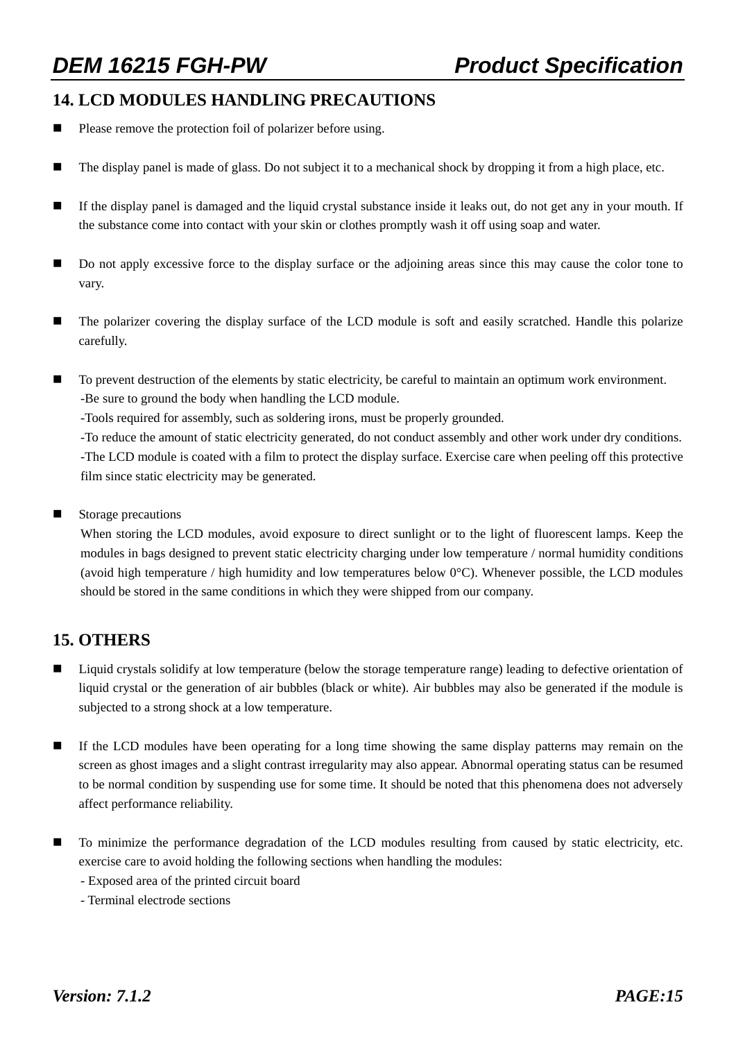## 14. LCD MODULES HANDLING PRECAUTIONS

- Please remove the protection foil of polarizer before using.

- The display panel is made of glass. Do not subject it to a mechanical shock by dropping it from a high place, etc.

- If the display panel is damaged and the liquid crystal substance inside it leaks out, do not get any in your mouth. If the substance come into contact with your skin or clothes promptly wash it off using soap and water.

- Do not apply excessive force to the display surface or the adjoining areas since this may cause the color tone to vary.

- The polarizer covering the display surface of the LCD module is soft and easily scratched. Handle this polarize carefully.

- To prevent destruction of the elements by static electricity, be careful to maintain an optimum work environment.
  -Be sure to ground the body when handling the LCD module.
  -Tools required for assembly, such as soldering irons, must be properly grounded.
  -To reduce the amount of static electricity generated, do not conduct assembly and other work under dry conditions.
  -The LCD module is coated with a film to protect the display surface. Exercise care when peeling off this protective film since static electricity may be generated.

- Storage precautions
  When storing the LCD modules, avoid exposure to direct sunlight or to the light of fluorescent lamps. Keep the modules in bags designed to prevent static electricity charging under low temperature / normal humidity conditions (avoid high temperature / high humidity and low temperatures below 0°C). Whenever possible, the LCD modules should be stored in the same conditions in which they were shipped from our company.

## 15. OTHERS

- Liquid crystals solidify at low temperature (below the storage temperature range) leading to defective orientation of liquid crystal or the generation of air bubbles (black or white). Air bubbles may also be generated if the module is subjected to a strong shock at a low temperature.

- If the LCD modules have been operating for a long time showing the same display patterns may remain on the screen as ghost images and a slight contrast irregularity may also appear. Abnormal operating status can be resumed to be normal condition by suspending use for some time. It should be noted that this phenomena does not adversely affect performance reliability.

- To minimize the performance degradation of the LCD modules resulting from caused by static electricity, etc. exercise care to avoid holding the following sections when handling the modules:
  - Exposed area of the printed circuit board
  - Terminal electrode sections